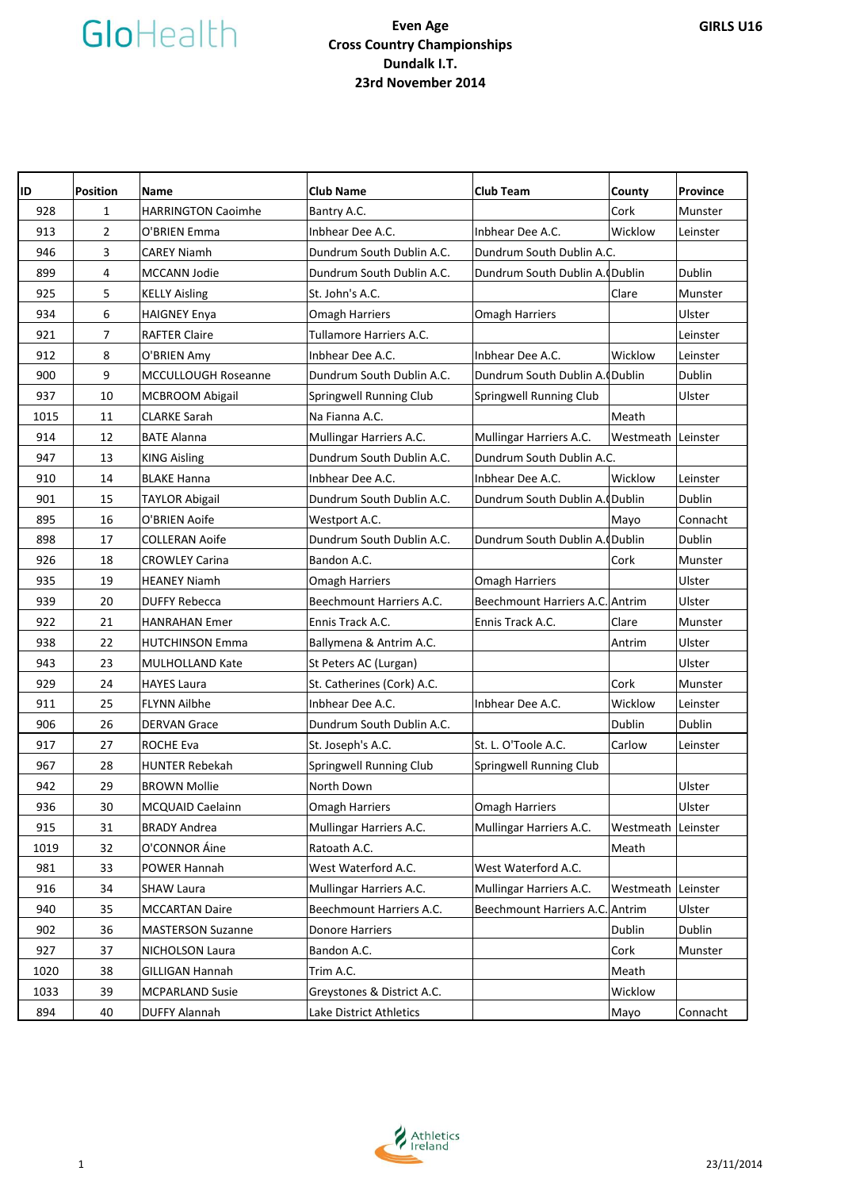GloHealth

# Even Age Cross Country Championships
## Dundalk I.T.
## 23rd November 2014

**GIRLS U16**

| ID | Position | Name | Club Name | Club Team | County | Province |
|---|---|---|---|---|---|---|
| 928 | 1 | HARRINGTON Caoimhe | Bantry A.C. | | Cork | Munster |
| 913 | 2 | O'BRIEN Emma | Inbhear Dee A.C. | Inbhear Dee A.C. | Wicklow | Leinster |
| 946 | 3 | CAREY Niamh | Dundrum South Dublin A.C. | Dundrum South Dublin A.C. | | |
| 899 | 4 | MCCANN Jodie | Dundrum South Dublin A.C. | Dundrum South Dublin A.( | Dublin | Dublin |
| 925 | 5 | KELLY Aisling | St. John's A.C. | | Clare | Munster |
| 934 | 6 | HAIGNEY Enya | Omagh Harriers | Omagh Harriers | | Ulster |
| 921 | 7 | RAFTER Claire | Tullamore Harriers A.C. | | | Leinster |
| 912 | 8 | O'BRIEN Amy | Inbhear Dee A.C. | Inbhear Dee A.C. | Wicklow | Leinster |
| 900 | 9 | MCCULLOUGH Roseanne | Dundrum South Dublin A.C. | Dundrum South Dublin A.( | Dublin | Dublin |
| 937 | 10 | MCBROOM Abigail | Springwell Running Club | Springwell Running Club | | Ulster |
| 1015 | 11 | CLARKE Sarah | Na Fianna A.C. | | Meath | |
| 914 | 12 | BATE Alanna | Mullingar Harriers A.C. | Mullingar Harriers A.C. | Westmeath | Leinster |
| 947 | 13 | KING Aisling | Dundrum South Dublin A.C. | Dundrum South Dublin A.C. | | |
| 910 | 14 | BLAKE Hanna | Inbhear Dee A.C. | Inbhear Dee A.C. | Wicklow | Leinster |
| 901 | 15 | TAYLOR Abigail | Dundrum South Dublin A.C. | Dundrum South Dublin A.( | Dublin | Dublin |
| 895 | 16 | O'BRIEN Aoife | Westport A.C. | | Mayo | Connacht |
| 898 | 17 | COLLERAN Aoife | Dundrum South Dublin A.C. | Dundrum South Dublin A.( | Dublin | Dublin |
| 926 | 18 | CROWLEY Carina | Bandon A.C. | | Cork | Munster |
| 935 | 19 | HEANEY Niamh | Omagh Harriers | Omagh Harriers | | Ulster |
| 939 | 20 | DUFFY Rebecca | Beechmount Harriers A.C. | Beechmount Harriers A.C. | Antrim | Ulster |
| 922 | 21 | HANRAHAN Emer | Ennis Track A.C. | Ennis Track A.C. | Clare | Munster |
| 938 | 22 | HUTCHINSON Emma | Ballymena & Antrim A.C. | | Antrim | Ulster |
| 943 | 23 | MULHOLLAND Kate | St Peters AC (Lurgan) | | | Ulster |
| 929 | 24 | HAYES Laura | St. Catherines (Cork) A.C. | | Cork | Munster |
| 911 | 25 | FLYNN Ailbhe | Inbhear Dee A.C. | Inbhear Dee A.C. | Wicklow | Leinster |
| 906 | 26 | DERVAN Grace | Dundrum South Dublin A.C. | | Dublin | Dublin |
| 917 | 27 | ROCHE Eva | St. Joseph's A.C. | St. L. O'Toole A.C. | Carlow | Leinster |
| 967 | 28 | HUNTER Rebekah | Springwell Running Club | Springwell Running Club | | |
| 942 | 29 | BROWN Mollie | North Down | | | Ulster |
| 936 | 30 | MCQUAID Caelainn | Omagh Harriers | Omagh Harriers | | Ulster |
| 915 | 31 | BRADY Andrea | Mullingar Harriers A.C. | Mullingar Harriers A.C. | Westmeath | Leinster |
| 1019 | 32 | O'CONNOR Áine | Ratoath A.C. | | Meath | |
| 981 | 33 | POWER Hannah | West Waterford A.C. | West Waterford A.C. | | |
| 916 | 34 | SHAW Laura | Mullingar Harriers A.C. | Mullingar Harriers A.C. | Westmeath | Leinster |
| 940 | 35 | MCCARTAN Daire | Beechmount Harriers A.C. | Beechmount Harriers A.C. | Antrim | Ulster |
| 902 | 36 | MASTERSON Suzanne | Donore Harriers | | Dublin | Dublin |
| 927 | 37 | NICHOLSON Laura | Bandon A.C. | | Cork | Munster |
| 1020 | 38 | GILLIGAN Hannah | Trim A.C. | | Meath | |
| 1033 | 39 | MCPARLAND Susie | Greystones & District A.C. | | Wicklow | |
| 894 | 40 | DUFFY Alannah | Lake District Athletics | | Mayo | Connacht |

Athletics Ireland

23/11/2014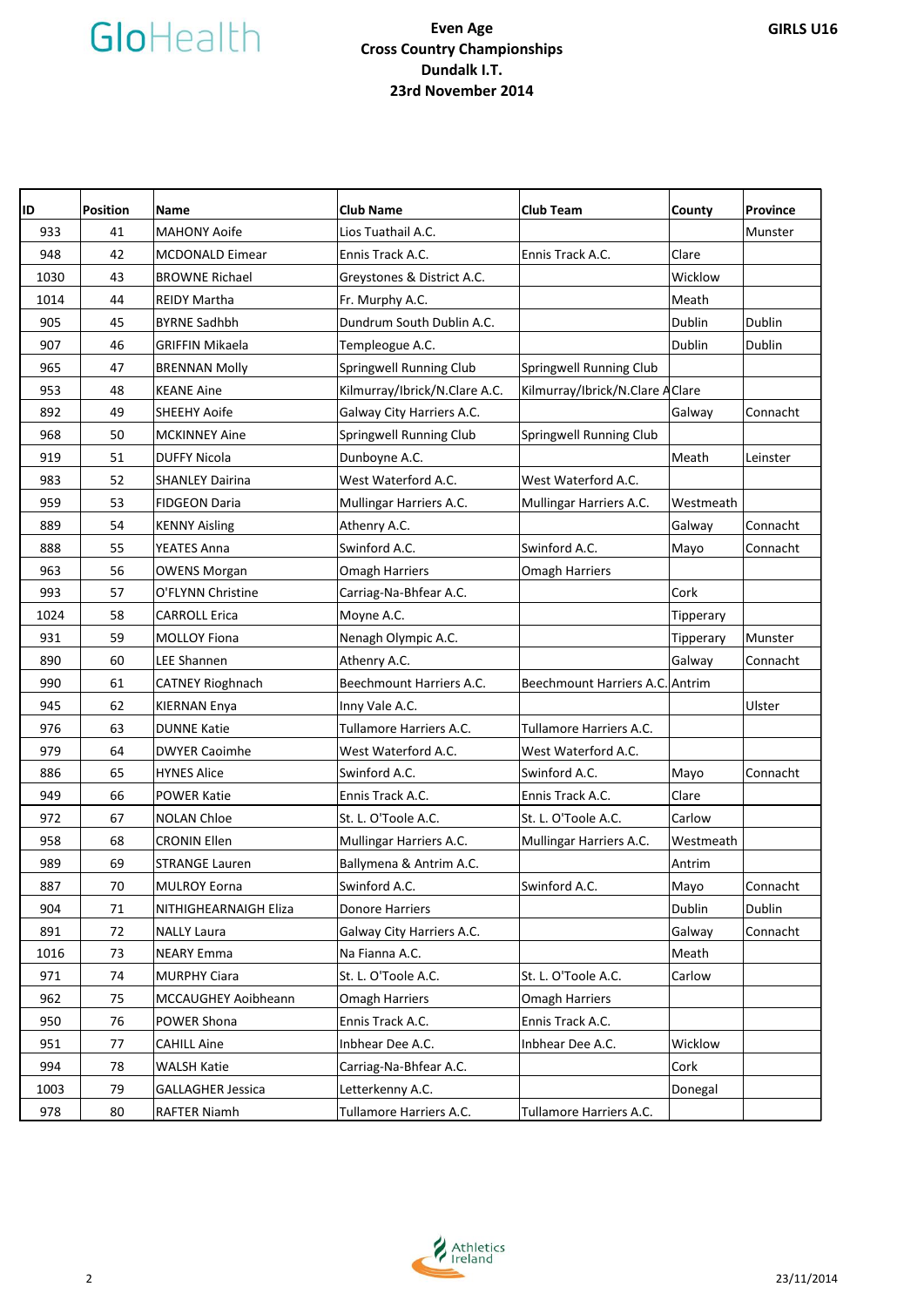# Even Age Cross Country Championships

**Dundalk I.T.**

**23rd November 2014**

**GIRLS U16**

| ID | Position | Name | Club Name | Club Team | County | Province |
|---|---|---|---|---|---|---|
| 933 | 41 | MAHONY Aoife | Lios Tuathail A.C. | | | Munster |
| 948 | 42 | MCDONALD Eimear | Ennis Track A.C. | Ennis Track A.C. | Clare | |
| 1030 | 43 | BROWNE Richael | Greystones & District A.C. | | Wicklow | |
| 1014 | 44 | REIDY Martha | Fr. Murphy A.C. | | Meath | |
| 905 | 45 | BYRNE Sadhbh | Dundrum South Dublin A.C. | | Dublin | Dublin |
| 907 | 46 | GRIFFIN Mikaela | Templeogue A.C. | | Dublin | Dublin |
| 965 | 47 | BRENNAN Molly | Springwell Running Club | Springwell Running Club | | |
| 953 | 48 | KEANE Aine | Kilmurray/Ibrick/N.Clare A.C. | Kilmurray/Ibrick/N.Clare A | Clare | |
| 892 | 49 | SHEEHY Aoife | Galway City Harriers A.C. | | Galway | Connacht |
| 968 | 50 | MCKINNEY Aine | Springwell Running Club | Springwell Running Club | | |
| 919 | 51 | DUFFY Nicola | Dunboyne A.C. | | Meath | Leinster |
| 983 | 52 | SHANLEY Dairina | West Waterford A.C. | West Waterford A.C. | | |
| 959 | 53 | FIDGEON Daria | Mullingar Harriers A.C. | Mullingar Harriers A.C. | Westmeath | |
| 889 | 54 | KENNY Aisling | Athenry A.C. | | Galway | Connacht |
| 888 | 55 | YEATES Anna | Swinford A.C. | Swinford A.C. | Mayo | Connacht |
| 963 | 56 | OWENS Morgan | Omagh Harriers | Omagh Harriers | | |
| 993 | 57 | O'FLYNN Christine | Carriag-Na-Bhfear A.C. | | Cork | |
| 1024 | 58 | CARROLL Erica | Moyne A.C. | | Tipperary | |
| 931 | 59 | MOLLOY Fiona | Nenagh Olympic A.C. | | Tipperary | Munster |
| 890 | 60 | LEE Shannen | Athenry A.C. | | Galway | Connacht |
| 990 | 61 | CATNEY Rioghnach | Beechmount Harriers A.C. | Beechmount Harriers A.C. | Antrim | |
| 945 | 62 | KIERNAN Enya | Inny Vale A.C. | | | Ulster |
| 976 | 63 | DUNNE Katie | Tullamore Harriers A.C. | Tullamore Harriers A.C. | | |
| 979 | 64 | DWYER Caoimhe | West Waterford A.C. | West Waterford A.C. | | |
| 886 | 65 | HYNES Alice | Swinford A.C. | Swinford A.C. | Mayo | Connacht |
| 949 | 66 | POWER Katie | Ennis Track A.C. | Ennis Track A.C. | Clare | |
| 972 | 67 | NOLAN Chloe | St. L. O'Toole A.C. | St. L. O'Toole A.C. | Carlow | |
| 958 | 68 | CRONIN Ellen | Mullingar Harriers A.C. | Mullingar Harriers A.C. | Westmeath | |
| 989 | 69 | STRANGE Lauren | Ballymena & Antrim A.C. | | Antrim | |
| 887 | 70 | MULROY Eorna | Swinford A.C. | Swinford A.C. | Mayo | Connacht |
| 904 | 71 | NITHIGHEARNAIGH Eliza | Donore Harriers | | Dublin | Dublin |
| 891 | 72 | NALLY Laura | Galway City Harriers A.C. | | Galway | Connacht |
| 1016 | 73 | NEARY Emma | Na Fianna A.C. | | Meath | |
| 971 | 74 | MURPHY Ciara | St. L. O'Toole A.C. | St. L. O'Toole A.C. | Carlow | |
| 962 | 75 | MCCAUGHEY Aoibheann | Omagh Harriers | Omagh Harriers | | |
| 950 | 76 | POWER Shona | Ennis Track A.C. | Ennis Track A.C. | | |
| 951 | 77 | CAHILL Aine | Inbhear Dee A.C. | Inbhear Dee A.C. | Wicklow | |
| 994 | 78 | WALSH Katie | Carriag-Na-Bhfear A.C. | | Cork | |
| 1003 | 79 | GALLAGHER Jessica | Letterkenny A.C. | | Donegal | |
| 978 | 80 | RAFTER Niamh | Tullamore Harriers A.C. | Tullamore Harriers A.C. | | |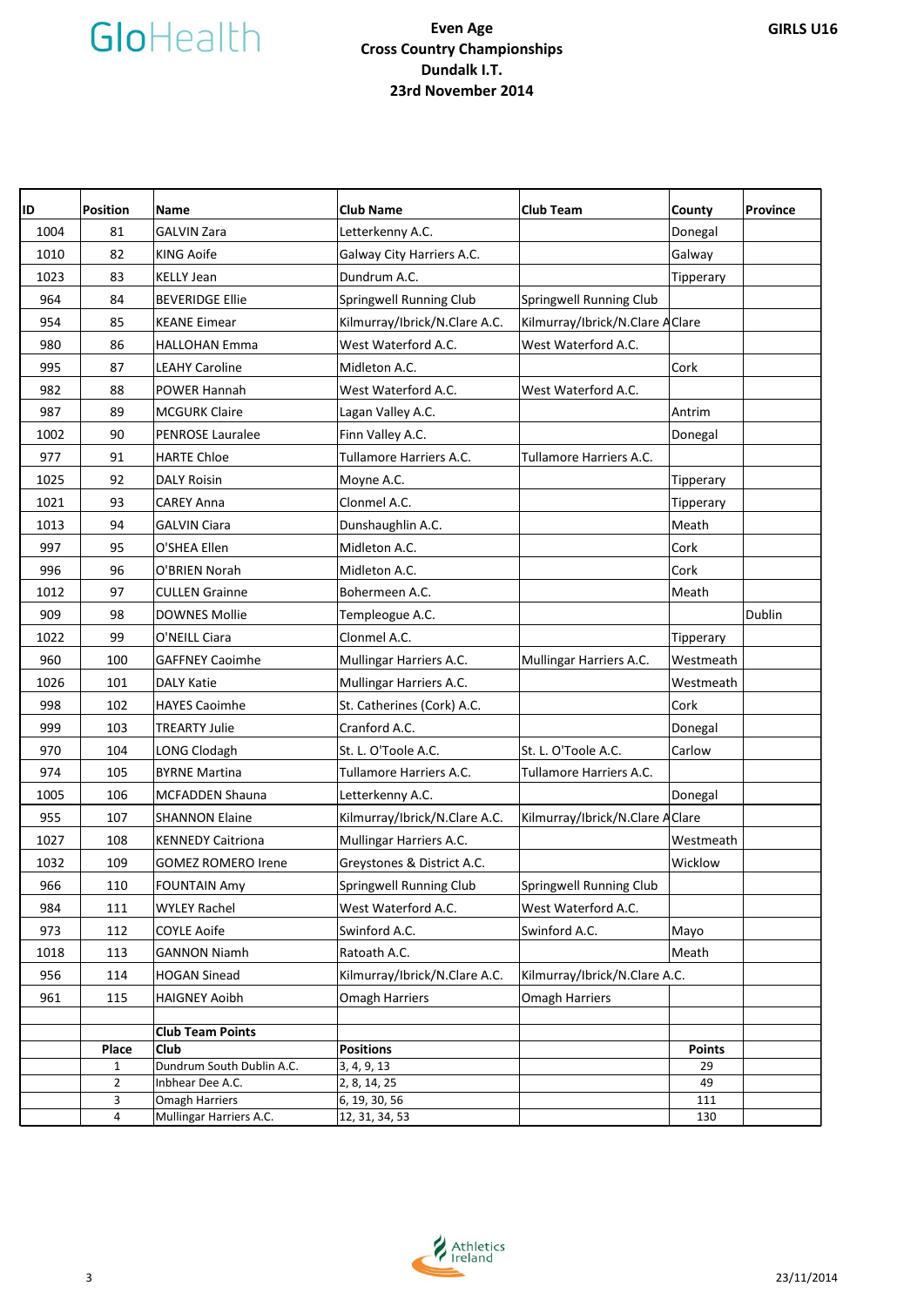**GloHealth**

**Even Age**
**Cross Country Championships**
**Dundalk I.T.**
**23rd November 2014**

**GIRLS U16**

| ID | Position | Name | Club Name | Club Team | County | Province |
|---|---|---|---|---|---|---|
| 1004 | 81 | GALVIN Zara | Letterkenny A.C. | | Donegal | |
| 1010 | 82 | KING Aoife | Galway City Harriers A.C. | | Galway | |
| 1023 | 83 | KELLY Jean | Dundrum A.C. | | Tipperary | |
| 964 | 84 | BEVERIDGE Ellie | Springwell Running Club | Springwell Running Club | | |
| 954 | 85 | KEANE Eimear | Kilmurray/Ibrick/N.Clare A.C. | Kilmurray/Ibrick/N.Clare A | Clare | |
| 980 | 86 | HALLOHAN Emma | West Waterford A.C. | West Waterford A.C. | | |
| 995 | 87 | LEAHY Caroline | Midleton A.C. | | Cork | |
| 982 | 88 | POWER Hannah | West Waterford A.C. | West Waterford A.C. | | |
| 987 | 89 | MCGURK Claire | Lagan Valley A.C. | | Antrim | |
| 1002 | 90 | PENROSE Lauralee | Finn Valley A.C. | | Donegal | |
| 977 | 91 | HARTE Chloe | Tullamore Harriers A.C. | Tullamore Harriers A.C. | | |
| 1025 | 92 | DALY Roisin | Moyne A.C. | | Tipperary | |
| 1021 | 93 | CAREY Anna | Clonmel A.C. | | Tipperary | |
| 1013 | 94 | GALVIN Ciara | Dunshaughlin A.C. | | Meath | |
| 997 | 95 | O'SHEA Ellen | Midleton A.C. | | Cork | |
| 996 | 96 | O'BRIEN Norah | Midleton A.C. | | Cork | |
| 1012 | 97 | CULLEN Grainne | Bohermeen A.C. | | Meath | |
| 909 | 98 | DOWNES Mollie | Templeogue A.C. | | | Dublin |
| 1022 | 99 | O'NEILL Ciara | Clonmel A.C. | | Tipperary | |
| 960 | 100 | GAFFNEY Caoimhe | Mullingar Harriers A.C. | Mullingar Harriers A.C. | Westmeath | |
| 1026 | 101 | DALY Katie | Mullingar Harriers A.C. | | Westmeath | |
| 998 | 102 | HAYES Caoimhe | St. Catherines (Cork) A.C. | | Cork | |
| 999 | 103 | TREARTY Julie | Cranford A.C. | | Donegal | |
| 970 | 104 | LONG Clodagh | St. L. O'Toole A.C. | St. L. O'Toole A.C. | Carlow | |
| 974 | 105 | BYRNE Martina | Tullamore Harriers A.C. | Tullamore Harriers A.C. | | |
| 1005 | 106 | MCFADDEN Shauna | Letterkenny A.C. | | Donegal | |
| 955 | 107 | SHANNON Elaine | Kilmurray/Ibrick/N.Clare A.C. | Kilmurray/Ibrick/N.Clare A | Clare | |
| 1027 | 108 | KENNEDY Caitriona | Mullingar Harriers A.C. | | Westmeath | |
| 1032 | 109 | GOMEZ ROMERO Irene | Greystones & District A.C. | | Wicklow | |
| 966 | 110 | FOUNTAIN Amy | Springwell Running Club | Springwell Running Club | | |
| 984 | 111 | WYLEY Rachel | West Waterford A.C. | West Waterford A.C. | | |
| 973 | 112 | COYLE Aoife | Swinford A.C. | Swinford A.C. | Mayo | |
| 1018 | 113 | GANNON Niamh | Ratoath A.C. | | Meath | |
| 956 | 114 | HOGAN Sinead | Kilmurray/Ibrick/N.Clare A.C. | Kilmurray/Ibrick/N.Clare A.C. | | |
| 961 | 115 | HAIGNEY Aoibh | Omagh Harriers | Omagh Harriers | | |

**Club Team Points**

| Place | Club | Positions | Points |
|---|---|---|---|
| 1 | Dundrum South Dublin A.C. | 3, 4, 9, 13 | 29 |
| 2 | Inbhear Dee A.C. | 2, 8, 14, 25 | 49 |
| 3 | Omagh Harriers | 6, 19, 30, 56 | 111 |
| 4 | Mullingar Harriers A.C. | 12, 31, 34, 53 | 130 |

Athletics Ireland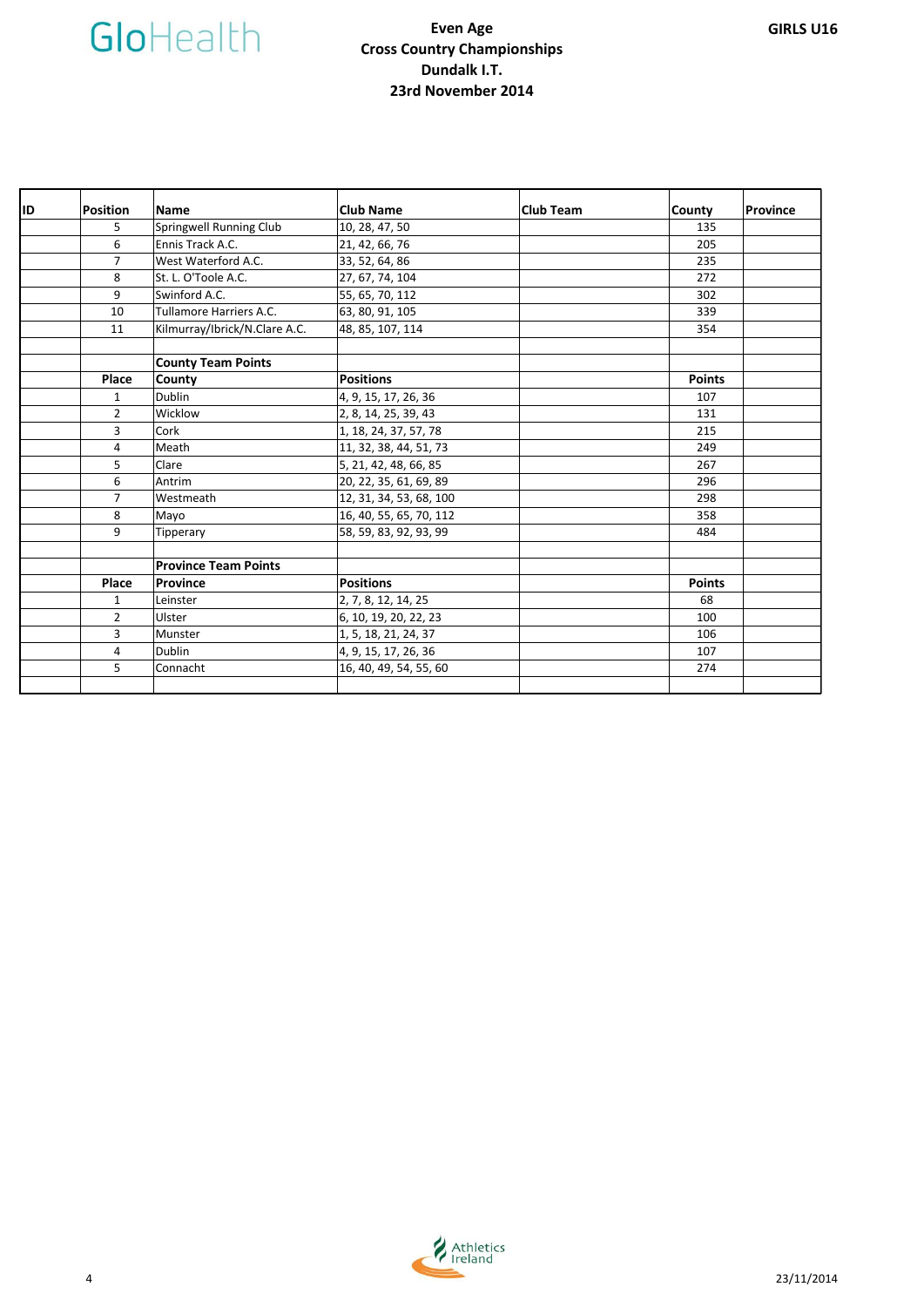GloHealth

**Even Age**
**Cross Country Championships**
**Dundalk I.T.**
**23rd November 2014**

**GIRLS U16**

| ID | Position | Name | Club Name | Club Team | County | Province |
|---|---|---|---|---|---|---|
| | 5 | Springwell Running Club | 10, 28, 47, 50 | | 135 | |
| | 6 | Ennis Track A.C. | 21, 42, 66, 76 | | 205 | |
| | 7 | West Waterford A.C. | 33, 52, 64, 86 | | 235 | |
| | 8 | St. L. O'Toole A.C. | 27, 67, 74, 104 | | 272 | |
| | 9 | Swinford A.C. | 55, 65, 70, 112 | | 302 | |
| | 10 | Tullamore Harriers A.C. | 63, 80, 91, 105 | | 339 | |
| | 11 | Kilmurray/Ibrick/N.Clare A.C. | 48, 85, 107, 114 | | 354 | |
| | | | | | | |
| | | **County Team Points** | | | | |
| | **Place** | **County** | **Positions** | | **Points** | |
| | 1 | Dublin | 4, 9, 15, 17, 26, 36 | | 107 | |
| | 2 | Wicklow | 2, 8, 14, 25, 39, 43 | | 131 | |
| | 3 | Cork | 1, 18, 24, 37, 57, 78 | | 215 | |
| | 4 | Meath | 11, 32, 38, 44, 51, 73 | | 249 | |
| | 5 | Clare | 5, 21, 42, 48, 66, 85 | | 267 | |
| | 6 | Antrim | 20, 22, 35, 61, 69, 89 | | 296 | |
| | 7 | Westmeath | 12, 31, 34, 53, 68, 100 | | 298 | |
| | 8 | Mayo | 16, 40, 55, 65, 70, 112 | | 358 | |
| | 9 | Tipperary | 58, 59, 83, 92, 93, 99 | | 484 | |
| | | | | | | |
| | | **Province Team Points** | | | | |
| | **Place** | **Province** | **Positions** | | **Points** | |
| | 1 | Leinster | 2, 7, 8, 12, 14, 25 | | 68 | |
| | 2 | Ulster | 6, 10, 19, 20, 22, 23 | | 100 | |
| | 3 | Munster | 1, 5, 18, 21, 24, 37 | | 106 | |
| | 4 | Dublin | 4, 9, 15, 17, 26, 36 | | 107 | |
| | 5 | Connacht | 16, 40, 49, 54, 55, 60 | | 274 | |
| | | | | | | |

Athletics Ireland